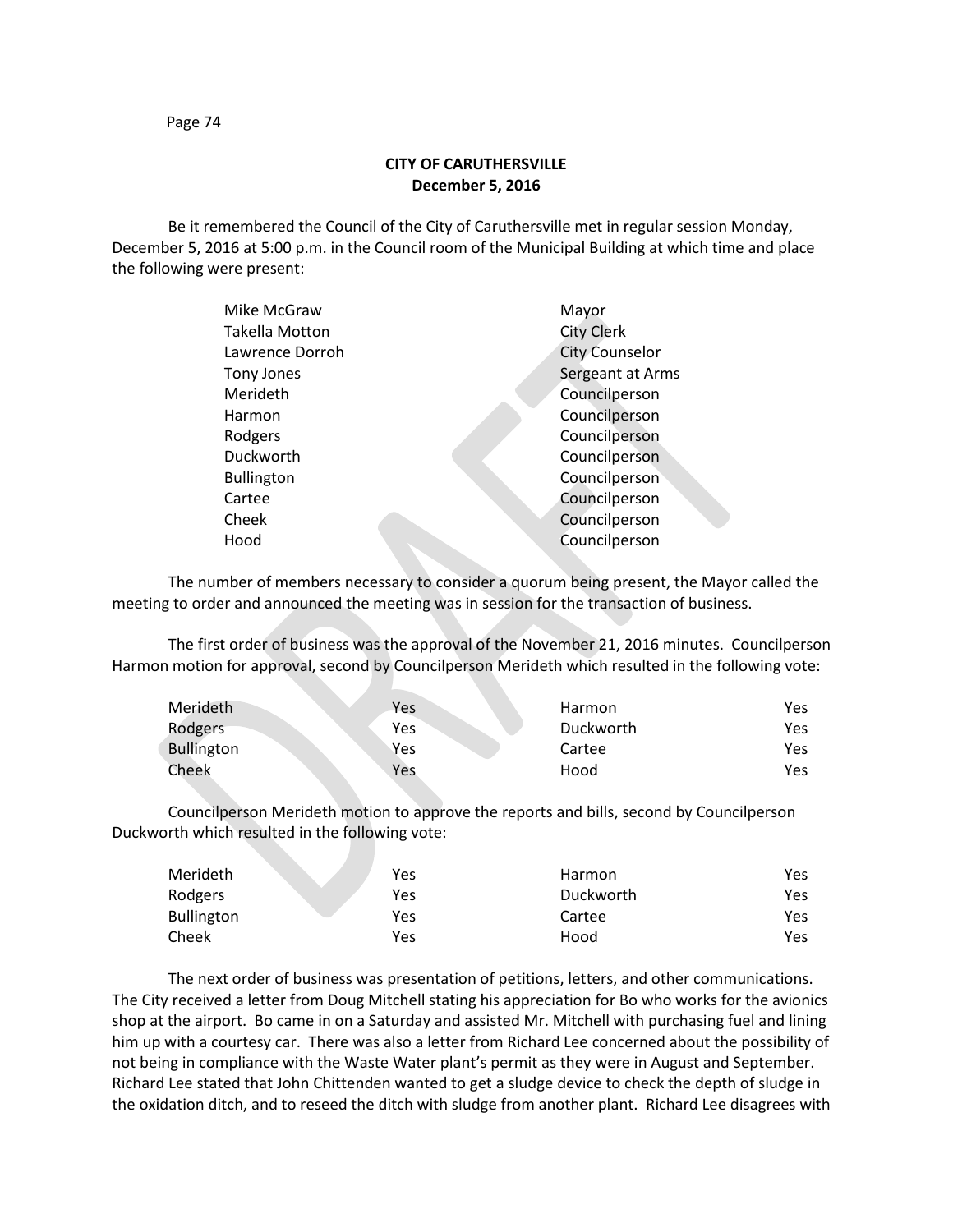**CITY OF CARUTHERSVILLE**
**December 5, 2016**

Be it remembered the Council of the City of Caruthersville met in regular session Monday, December 5, 2016 at 5:00 p.m. in the Council room of the Municipal Building at which time and place the following were present:

| | |
|---|---|
| Mike McGraw | Mayor |
| Takella Motton | City Clerk |
| Lawrence Dorroh | City Counselor |
| Tony Jones | Sergeant at Arms |
| Merideth | Councilperson |
| Harmon | Councilperson |
| Rodgers | Councilperson |
| Duckworth | Councilperson |
| Bullington | Councilperson |
| Cartee | Councilperson |
| Cheek | Councilperson |
| Hood | Councilperson |

The number of members necessary to consider a quorum being present, the Mayor called the meeting to order and announced the meeting was in session for the transaction of business.

The first order of business was the approval of the November 21, 2016 minutes. Councilperson Harmon motion for approval, second by Councilperson Merideth which resulted in the following vote:

| | | | |
|---|---|---|---|
| Merideth | Yes | Harmon | Yes |
| Rodgers | Yes | Duckworth | Yes |
| Bullington | Yes | Cartee | Yes |
| Cheek | Yes | Hood | Yes |

Councilperson Merideth motion to approve the reports and bills, second by Councilperson Duckworth which resulted in the following vote:

| | | | |
|---|---|---|---|
| Merideth | Yes | Harmon | Yes |
| Rodgers | Yes | Duckworth | Yes |
| Bullington | Yes | Cartee | Yes |
| Cheek | Yes | Hood | Yes |

The next order of business was presentation of petitions, letters, and other communications. The City received a letter from Doug Mitchell stating his appreciation for Bo who works for the avionics shop at the airport. Bo came in on a Saturday and assisted Mr. Mitchell with purchasing fuel and lining him up with a courtesy car. There was also a letter from Richard Lee concerned about the possibility of not being in compliance with the Waste Water plant's permit as they were in August and September. Richard Lee stated that John Chittenden wanted to get a sludge device to check the depth of sludge in the oxidation ditch, and to reseed the ditch with sludge from another plant. Richard Lee disagrees with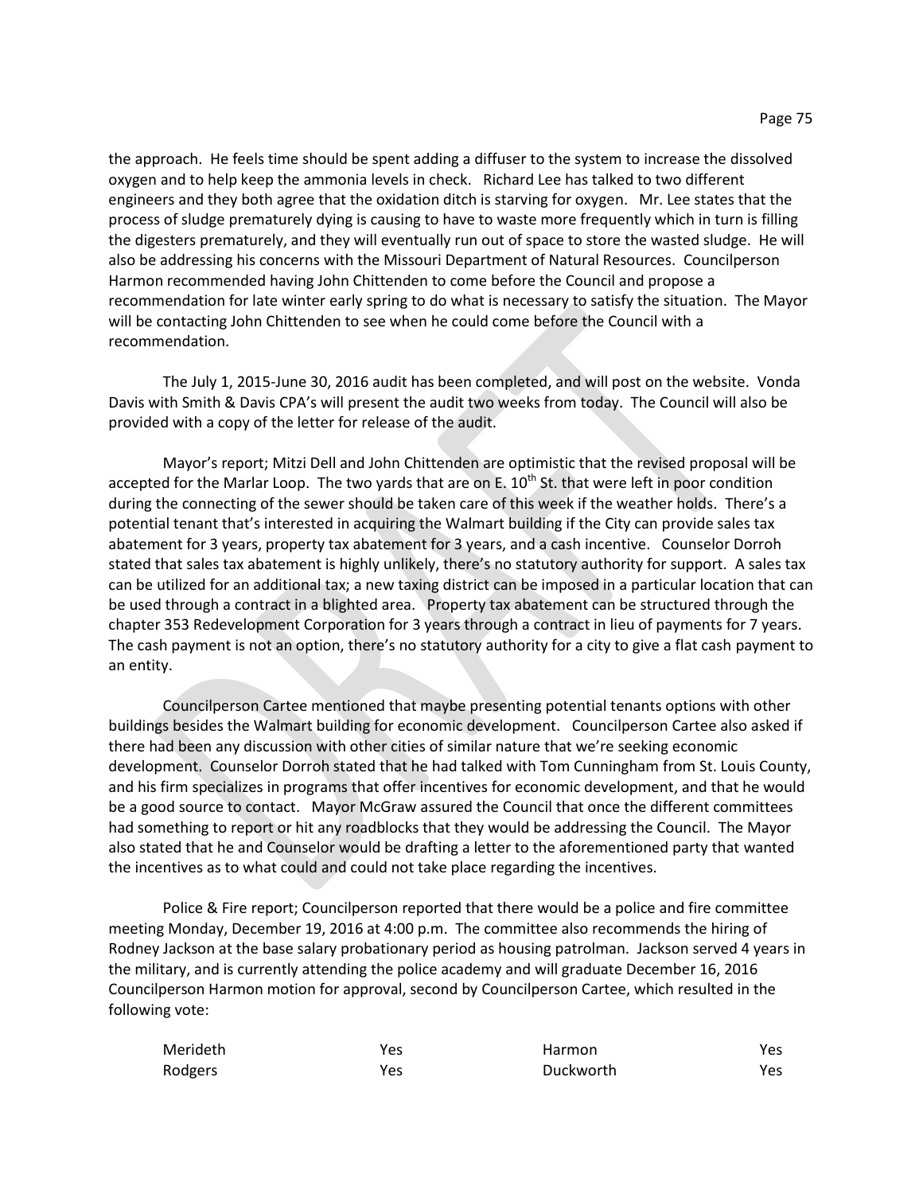the approach. He feels time should be spent adding a diffuser to the system to increase the dissolved oxygen and to help keep the ammonia levels in check. Richard Lee has talked to two different engineers and they both agree that the oxidation ditch is starving for oxygen. Mr. Lee states that the process of sludge prematurely dying is causing to have to waste more frequently which in turn is filling the digesters prematurely, and they will eventually run out of space to store the wasted sludge. He will also be addressing his concerns with the Missouri Department of Natural Resources. Councilperson Harmon recommended having John Chittenden to come before the Council and propose a recommendation for late winter early spring to do what is necessary to satisfy the situation. The Mayor will be contacting John Chittenden to see when he could come before the Council with a recommendation.

The July 1, 2015-June 30, 2016 audit has been completed, and will post on the website. Vonda Davis with Smith & Davis CPA's will present the audit two weeks from today. The Council will also be provided with a copy of the letter for release of the audit.

Mayor's report; Mitzi Dell and John Chittenden are optimistic that the revised proposal will be accepted for the Marlar Loop. The two yards that are on E. 10th St. that were left in poor condition during the connecting of the sewer should be taken care of this week if the weather holds. There's a potential tenant that's interested in acquiring the Walmart building if the City can provide sales tax abatement for 3 years, property tax abatement for 3 years, and a cash incentive. Counselor Dorroh stated that sales tax abatement is highly unlikely, there's no statutory authority for support. A sales tax can be utilized for an additional tax; a new taxing district can be imposed in a particular location that can be used through a contract in a blighted area. Property tax abatement can be structured through the chapter 353 Redevelopment Corporation for 3 years through a contract in lieu of payments for 7 years. The cash payment is not an option, there's no statutory authority for a city to give a flat cash payment to an entity.

Councilperson Cartee mentioned that maybe presenting potential tenants options with other buildings besides the Walmart building for economic development. Councilperson Cartee also asked if there had been any discussion with other cities of similar nature that we're seeking economic development. Counselor Dorroh stated that he had talked with Tom Cunningham from St. Louis County, and his firm specializes in programs that offer incentives for economic development, and that he would be a good source to contact. Mayor McGraw assured the Council that once the different committees had something to report or hit any roadblocks that they would be addressing the Council. The Mayor also stated that he and Counselor would be drafting a letter to the aforementioned party that wanted the incentives as to what could and could not take place regarding the incentives.

Police & Fire report; Councilperson reported that there would be a police and fire committee meeting Monday, December 19, 2016 at 4:00 p.m. The committee also recommends the hiring of Rodney Jackson at the base salary probationary period as housing patrolman. Jackson served 4 years in the military, and is currently attending the police academy and will graduate December 16, 2016 Councilperson Harmon motion for approval, second by Councilperson Cartee, which resulted in the following vote:

| | | | |
|---|---|---|---|
| Merideth | Yes | Harmon | Yes |
| Rodgers | Yes | Duckworth | Yes |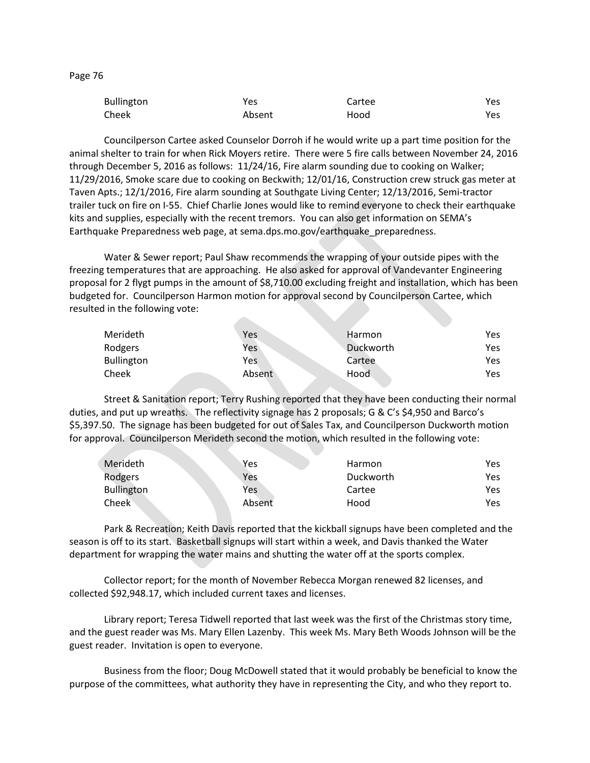| | | | |
|---|---|---|---|
| Bullington | Yes | Cartee | Yes |
| Cheek | Absent | Hood | Yes |

Councilperson Cartee asked Counselor Dorroh if he would write up a part time position for the animal shelter to train for when Rick Moyers retire. There were 5 fire calls between November 24, 2016 through December 5, 2016 as follows: 11/24/16, Fire alarm sounding due to cooking on Walker; 11/29/2016, Smoke scare due to cooking on Beckwith; 12/01/16, Construction crew struck gas meter at Taven Apts.; 12/1/2016, Fire alarm sounding at Southgate Living Center; 12/13/2016, Semi-tractor trailer tuck on fire on I-55. Chief Charlie Jones would like to remind everyone to check their earthquake kits and supplies, especially with the recent tremors. You can also get information on SEMA's Earthquake Preparedness web page, at sema.dps.mo.gov/earthquake_preparedness.

Water & Sewer report; Paul Shaw recommends the wrapping of your outside pipes with the freezing temperatures that are approaching. He also asked for approval of Vandevanter Engineering proposal for 2 flygt pumps in the amount of $8,710.00 excluding freight and installation, which has been budgeted for. Councilperson Harmon motion for approval second by Councilperson Cartee, which resulted in the following vote:

| | | | |
|---|---|---|---|
| Merideth | Yes | Harmon | Yes |
| Rodgers | Yes | Duckworth | Yes |
| Bullington | Yes | Cartee | Yes |
| Cheek | Absent | Hood | Yes |

Street & Sanitation report; Terry Rushing reported that they have been conducting their normal duties, and put up wreaths. The reflectivity signage has 2 proposals; G & C's $4,950 and Barco's $5,397.50. The signage has been budgeted for out of Sales Tax, and Councilperson Duckworth motion for approval. Councilperson Merideth second the motion, which resulted in the following vote:

| | | | |
|---|---|---|---|
| Merideth | Yes | Harmon | Yes |
| Rodgers | Yes | Duckworth | Yes |
| Bullington | Yes | Cartee | Yes |
| Cheek | Absent | Hood | Yes |

Park & Recreation; Keith Davis reported that the kickball signups have been completed and the season is off to its start. Basketball signups will start within a week, and Davis thanked the Water department for wrapping the water mains and shutting the water off at the sports complex.

Collector report; for the month of November Rebecca Morgan renewed 82 licenses, and collected $92,948.17, which included current taxes and licenses.

Library report; Teresa Tidwell reported that last week was the first of the Christmas story time, and the guest reader was Ms. Mary Ellen Lazenby. This week Ms. Mary Beth Woods Johnson will be the guest reader. Invitation is open to everyone.

Business from the floor; Doug McDowell stated that it would probably be beneficial to know the purpose of the committees, what authority they have in representing the City, and who they report to.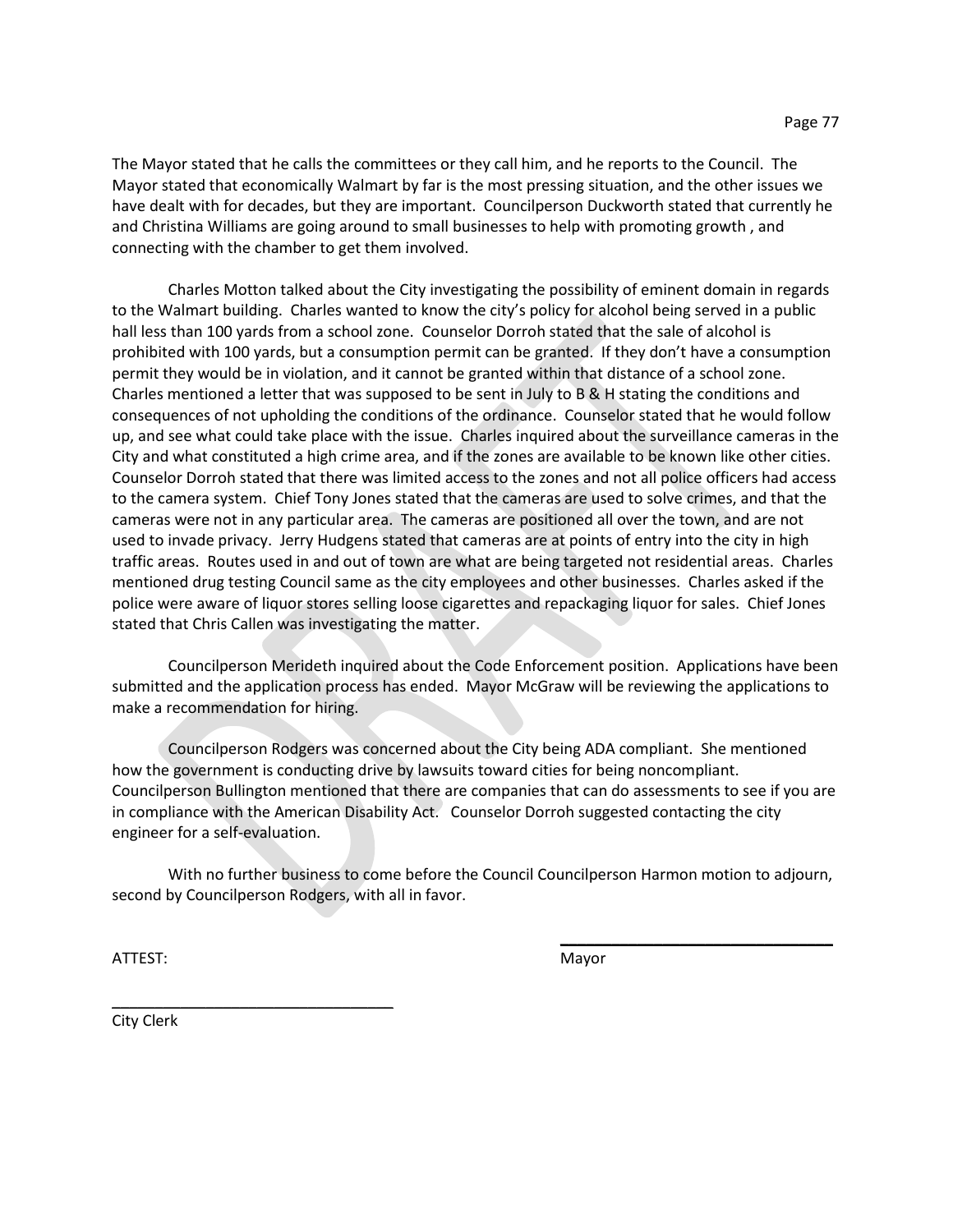The Mayor stated that he calls the committees or they call him, and he reports to the Council. The Mayor stated that economically Walmart by far is the most pressing situation, and the other issues we have dealt with for decades, but they are important. Councilperson Duckworth stated that currently he and Christina Williams are going around to small businesses to help with promoting growth , and connecting with the chamber to get them involved.

Charles Motton talked about the City investigating the possibility of eminent domain in regards to the Walmart building. Charles wanted to know the city's policy for alcohol being served in a public hall less than 100 yards from a school zone. Counselor Dorroh stated that the sale of alcohol is prohibited with 100 yards, but a consumption permit can be granted. If they don't have a consumption permit they would be in violation, and it cannot be granted within that distance of a school zone. Charles mentioned a letter that was supposed to be sent in July to B & H stating the conditions and consequences of not upholding the conditions of the ordinance. Counselor stated that he would follow up, and see what could take place with the issue. Charles inquired about the surveillance cameras in the City and what constituted a high crime area, and if the zones are available to be known like other cities. Counselor Dorroh stated that there was limited access to the zones and not all police officers had access to the camera system. Chief Tony Jones stated that the cameras are used to solve crimes, and that the cameras were not in any particular area. The cameras are positioned all over the town, and are not used to invade privacy. Jerry Hudgens stated that cameras are at points of entry into the city in high traffic areas. Routes used in and out of town are what are being targeted not residential areas. Charles mentioned drug testing Council same as the city employees and other businesses. Charles asked if the police were aware of liquor stores selling loose cigarettes and repackaging liquor for sales. Chief Jones stated that Chris Callen was investigating the matter.

Councilperson Merideth inquired about the Code Enforcement position. Applications have been submitted and the application process has ended. Mayor McGraw will be reviewing the applications to make a recommendation for hiring.

Councilperson Rodgers was concerned about the City being ADA compliant. She mentioned how the government is conducting drive by lawsuits toward cities for being noncompliant. Councilperson Bullington mentioned that there are companies that can do assessments to see if you are in compliance with the American Disability Act. Counselor Dorroh suggested contacting the city engineer for a self-evaluation.

With no further business to come before the Council Councilperson Harmon motion to adjourn, second by Councilperson Rodgers, with all in favor.

ATTEST: \_\_\_\_\_\_\_\_\_\_\_\_\_\_\_\_\_\_\_\_\_\_\_\_\_\_\_\_\_\_
Mayor

\_\_\_\_\_\_\_\_\_\_\_\_\_\_\_\_\_\_\_\_\_\_\_\_\_\_\_\_\_\_
City Clerk